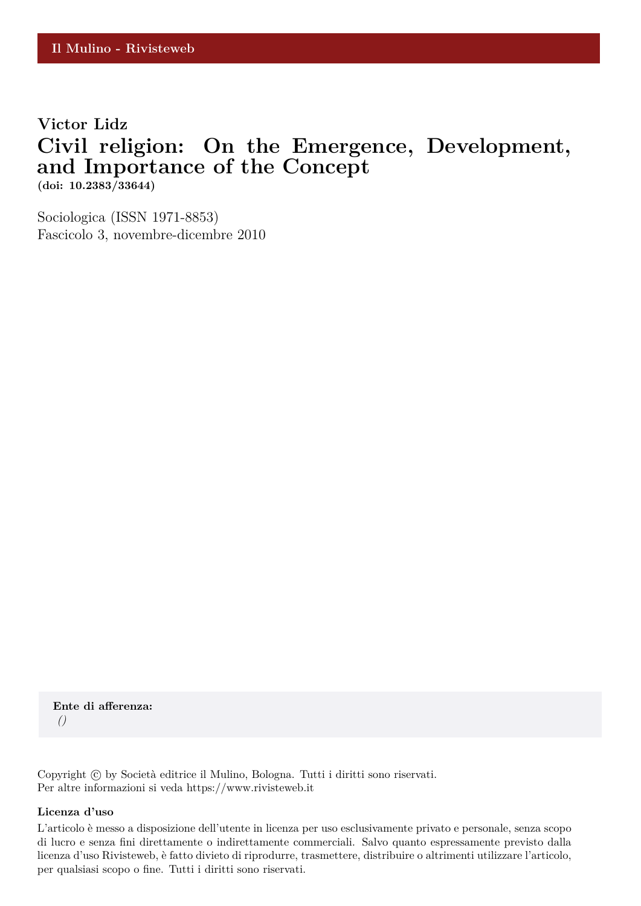Il Mulino - Rivisteweb

**Victor Lidz**

# Civil religion: On the Emergence, Development, and Importance of the Concept

**(doi: 10.2383/33644)**

Sociologica (ISSN 1971-8853)
Fascicolo 3, novembre-dicembre 2010

**Ente di afferenza:**
*()*

Copyright © by Società editrice il Mulino, Bologna. Tutti i diritti sono riservati.
Per altre informazioni si veda https://www.rivisteweb.it

**Licenza d'uso**

L'articolo è messo a disposizione dell'utente in licenza per uso esclusivamente privato e personale, senza scopo di lucro e senza fini direttamente o indirettamente commerciali. Salvo quanto espressamente previsto dalla licenza d'uso Rivisteweb, è fatto divieto di riprodurre, trasmettere, distribuire o altrimenti utilizzare l'articolo, per qualsiasi scopo o fine. Tutti i diritti sono riservati.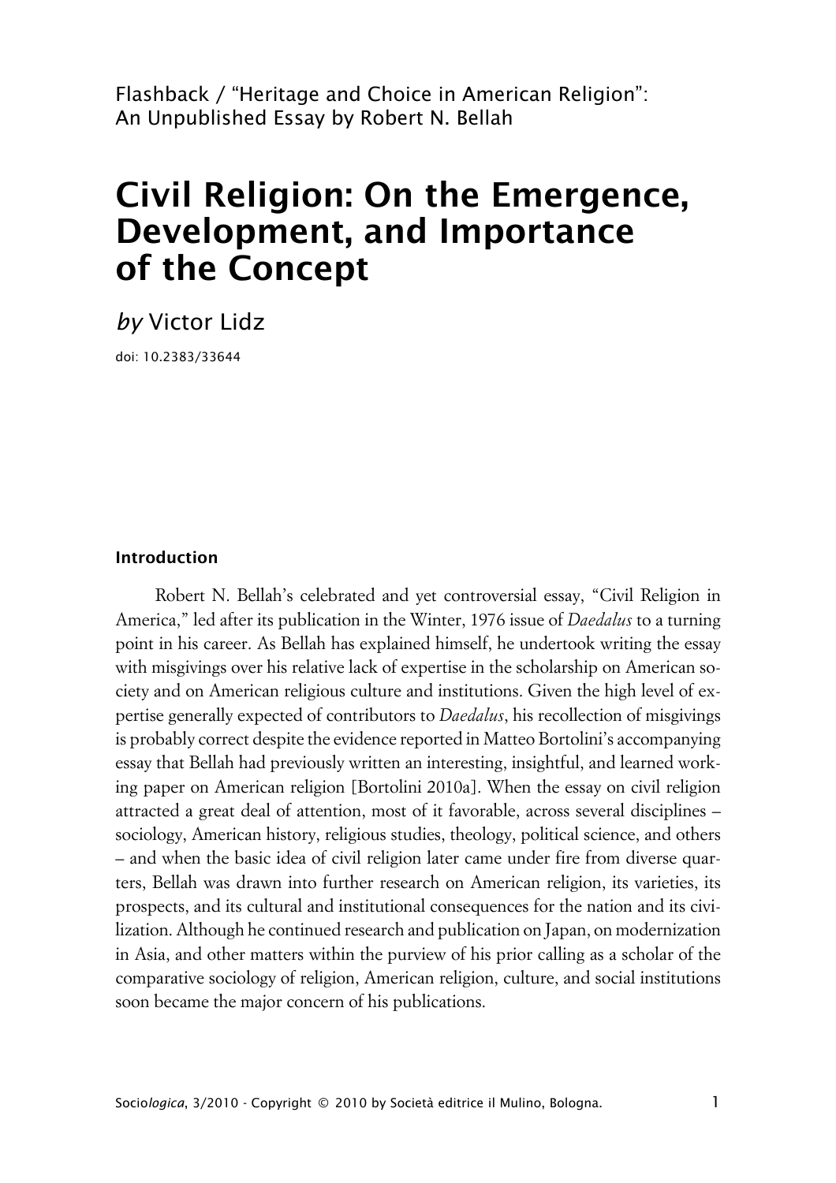Flashback / "Heritage and Choice in American Religion": An Unpublished Essay by Robert N. Bellah

# Civil Religion: On the Emergence, Development, and Importance of the Concept

*by* Victor Lidz

doi: 10.2383/33644

### Introduction

Robert N. Bellah's celebrated and yet controversial essay, "Civil Religion in America," led after its publication in the Winter, 1976 issue of *Daedalus* to a turning point in his career. As Bellah has explained himself, he undertook writing the essay with misgivings over his relative lack of expertise in the scholarship on American society and on American religious culture and institutions. Given the high level of expertise generally expected of contributors to *Daedalus*, his recollection of misgivings is probably correct despite the evidence reported in Matteo Bortolini's accompanying essay that Bellah had previously written an interesting, insightful, and learned working paper on American religion [Bortolini 2010a]. When the essay on civil religion attracted a great deal of attention, most of it favorable, across several disciplines – sociology, American history, religious studies, theology, political science, and others – and when the basic idea of civil religion later came under fire from diverse quarters, Bellah was drawn into further research on American religion, its varieties, its prospects, and its cultural and institutional consequences for the nation and its civilization. Although he continued research and publication on Japan, on modernization in Asia, and other matters within the purview of his prior calling as a scholar of the comparative sociology of religion, American religion, culture, and social institutions soon became the major concern of his publications.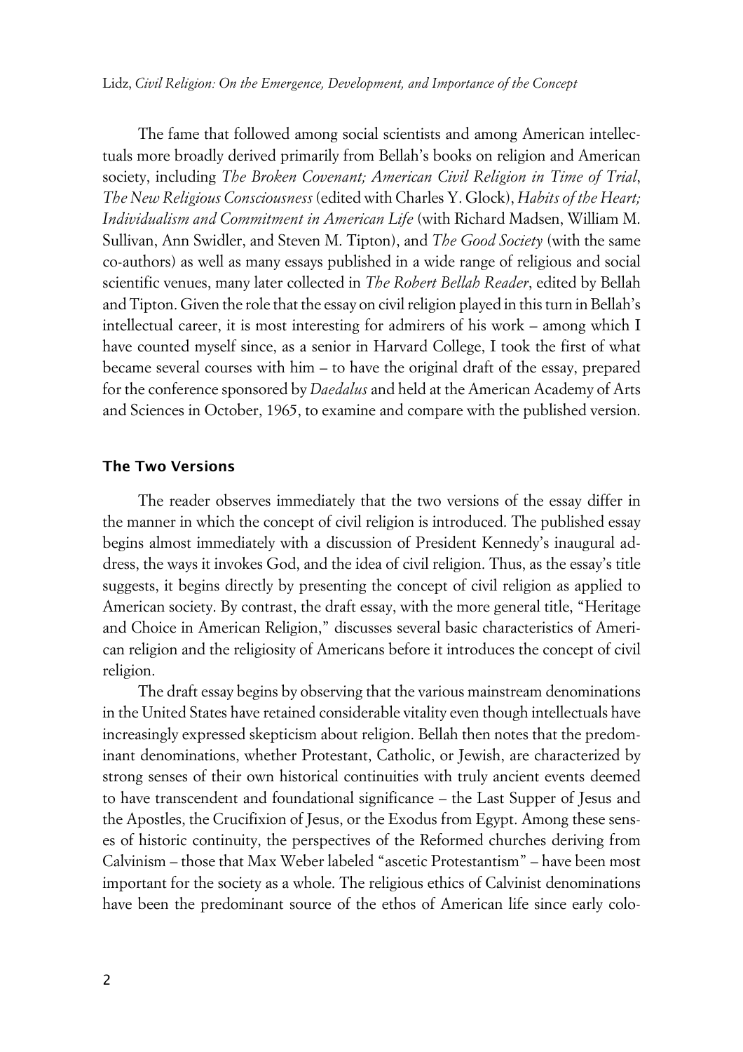The fame that followed among social scientists and among American intellectuals more broadly derived primarily from Bellah's books on religion and American society, including *The Broken Covenant; American Civil Religion in Time of Trial*, *The New Religious Consciousness* (edited with Charles Y. Glock), *Habits of the Heart; Individualism and Commitment in American Life* (with Richard Madsen, William M. Sullivan, Ann Swidler, and Steven M. Tipton), and *The Good Society* (with the same co-authors) as well as many essays published in a wide range of religious and social scientific venues, many later collected in *The Robert Bellah Reader*, edited by Bellah and Tipton. Given the role that the essay on civil religion played in this turn in Bellah's intellectual career, it is most interesting for admirers of his work – among which I have counted myself since, as a senior in Harvard College, I took the first of what became several courses with him – to have the original draft of the essay, prepared for the conference sponsored by *Daedalus* and held at the American Academy of Arts and Sciences in October, 1965, to examine and compare with the published version.

## The Two Versions

The reader observes immediately that the two versions of the essay differ in the manner in which the concept of civil religion is introduced. The published essay begins almost immediately with a discussion of President Kennedy's inaugural address, the ways it invokes God, and the idea of civil religion. Thus, as the essay's title suggests, it begins directly by presenting the concept of civil religion as applied to American society. By contrast, the draft essay, with the more general title, "Heritage and Choice in American Religion," discusses several basic characteristics of American religion and the religiosity of Americans before it introduces the concept of civil religion.

The draft essay begins by observing that the various mainstream denominations in the United States have retained considerable vitality even though intellectuals have increasingly expressed skepticism about religion. Bellah then notes that the predominant denominations, whether Protestant, Catholic, or Jewish, are characterized by strong senses of their own historical continuities with truly ancient events deemed to have transcendent and foundational significance – the Last Supper of Jesus and the Apostles, the Crucifixion of Jesus, or the Exodus from Egypt. Among these senses of historic continuity, the perspectives of the Reformed churches deriving from Calvinism – those that Max Weber labeled "ascetic Protestantism" – have been most important for the society as a whole. The religious ethics of Calvinist denominations have been the predominant source of the ethos of American life since early colo-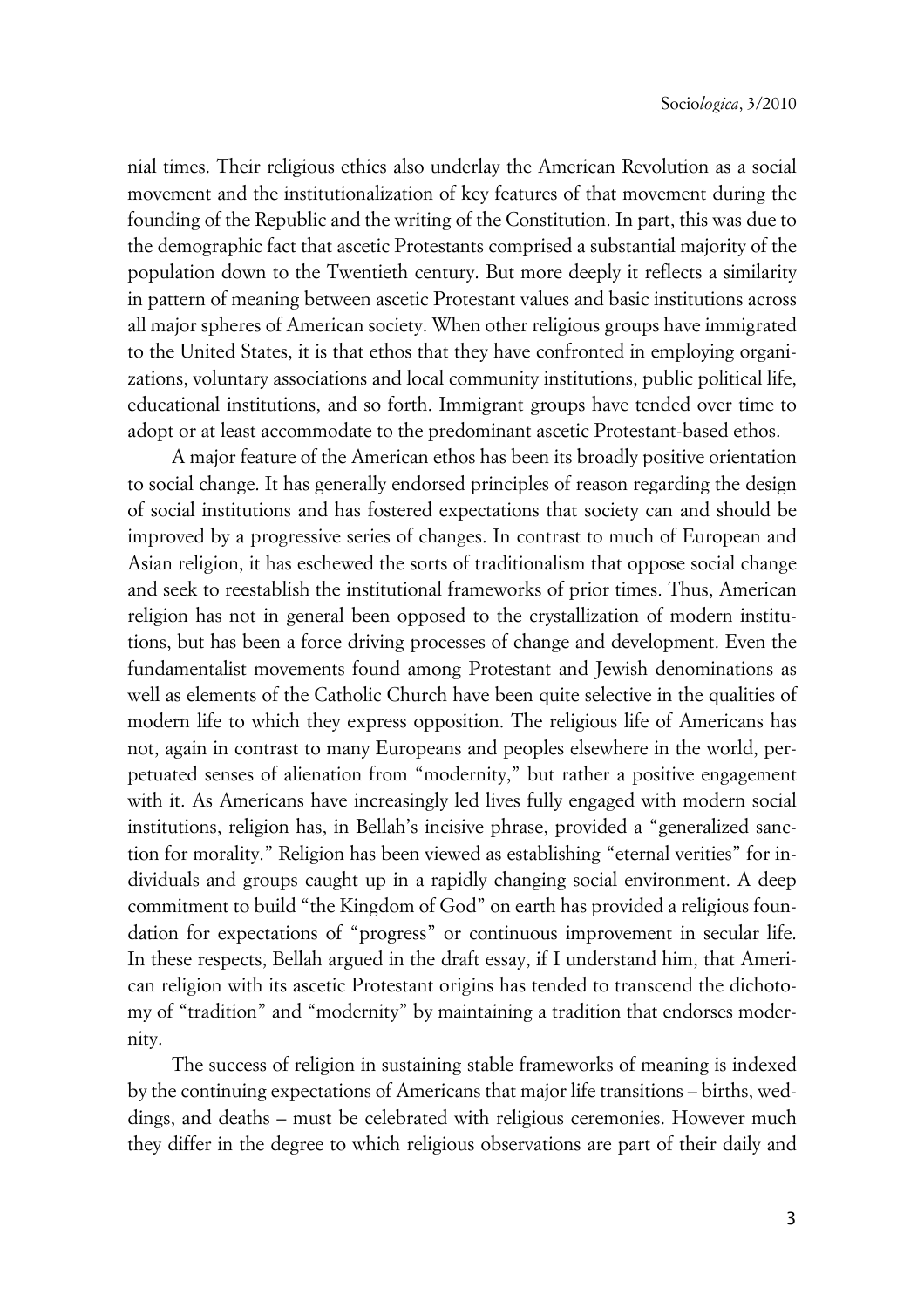nial times. Their religious ethics also underlay the American Revolution as a social movement and the institutionalization of key features of that movement during the founding of the Republic and the writing of the Constitution. In part, this was due to the demographic fact that ascetic Protestants comprised a substantial majority of the population down to the Twentieth century. But more deeply it reflects a similarity in pattern of meaning between ascetic Protestant values and basic institutions across all major spheres of American society. When other religious groups have immigrated to the United States, it is that ethos that they have confronted in employing organizations, voluntary associations and local community institutions, public political life, educational institutions, and so forth. Immigrant groups have tended over time to adopt or at least accommodate to the predominant ascetic Protestant-based ethos.

A major feature of the American ethos has been its broadly positive orientation to social change. It has generally endorsed principles of reason regarding the design of social institutions and has fostered expectations that society can and should be improved by a progressive series of changes. In contrast to much of European and Asian religion, it has eschewed the sorts of traditionalism that oppose social change and seek to reestablish the institutional frameworks of prior times. Thus, American religion has not in general been opposed to the crystallization of modern institutions, but has been a force driving processes of change and development. Even the fundamentalist movements found among Protestant and Jewish denominations as well as elements of the Catholic Church have been quite selective in the qualities of modern life to which they express opposition. The religious life of Americans has not, again in contrast to many Europeans and peoples elsewhere in the world, perpetuated senses of alienation from "modernity," but rather a positive engagement with it. As Americans have increasingly led lives fully engaged with modern social institutions, religion has, in Bellah's incisive phrase, provided a "generalized sanction for morality." Religion has been viewed as establishing "eternal verities" for individuals and groups caught up in a rapidly changing social environment. A deep commitment to build "the Kingdom of God" on earth has provided a religious foundation for expectations of "progress" or continuous improvement in secular life. In these respects, Bellah argued in the draft essay, if I understand him, that American religion with its ascetic Protestant origins has tended to transcend the dichotomy of "tradition" and "modernity" by maintaining a tradition that endorses modernity.

The success of religion in sustaining stable frameworks of meaning is indexed by the continuing expectations of Americans that major life transitions – births, weddings, and deaths – must be celebrated with religious ceremonies. However much they differ in the degree to which religious observations are part of their daily and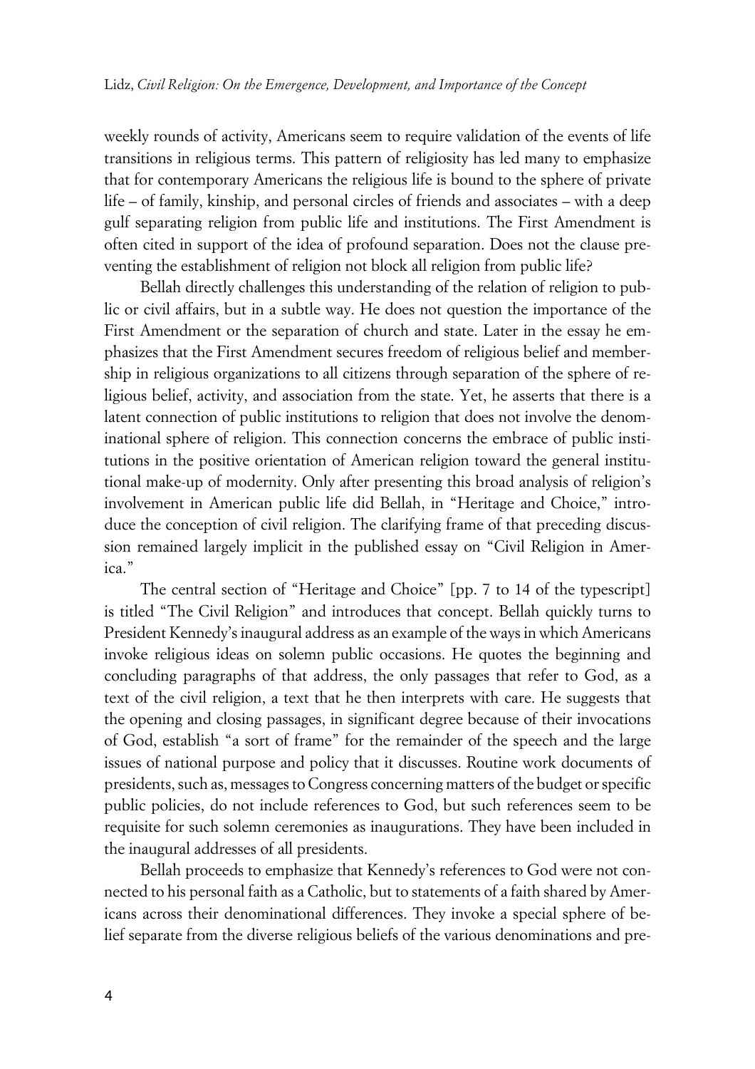weekly rounds of activity, Americans seem to require validation of the events of life transitions in religious terms. This pattern of religiosity has led many to emphasize that for contemporary Americans the religious life is bound to the sphere of private life – of family, kinship, and personal circles of friends and associates – with a deep gulf separating religion from public life and institutions. The First Amendment is often cited in support of the idea of profound separation. Does not the clause preventing the establishment of religion not block all religion from public life?

Bellah directly challenges this understanding of the relation of religion to public or civil affairs, but in a subtle way. He does not question the importance of the First Amendment or the separation of church and state. Later in the essay he emphasizes that the First Amendment secures freedom of religious belief and membership in religious organizations to all citizens through separation of the sphere of religious belief, activity, and association from the state. Yet, he asserts that there is a latent connection of public institutions to religion that does not involve the denominational sphere of religion. This connection concerns the embrace of public institutions in the positive orientation of American religion toward the general institutional make-up of modernity. Only after presenting this broad analysis of religion's involvement in American public life did Bellah, in "Heritage and Choice," introduce the conception of civil religion. The clarifying frame of that preceding discussion remained largely implicit in the published essay on "Civil Religion in America."

The central section of "Heritage and Choice" [pp. 7 to 14 of the typescript] is titled "The Civil Religion" and introduces that concept. Bellah quickly turns to President Kennedy's inaugural address as an example of the ways in which Americans invoke religious ideas on solemn public occasions. He quotes the beginning and concluding paragraphs of that address, the only passages that refer to God, as a text of the civil religion, a text that he then interprets with care. He suggests that the opening and closing passages, in significant degree because of their invocations of God, establish "a sort of frame" for the remainder of the speech and the large issues of national purpose and policy that it discusses. Routine work documents of presidents, such as, messages to Congress concerning matters of the budget or specific public policies, do not include references to God, but such references seem to be requisite for such solemn ceremonies as inaugurations. They have been included in the inaugural addresses of all presidents.

Bellah proceeds to emphasize that Kennedy's references to God were not connected to his personal faith as a Catholic, but to statements of a faith shared by Americans across their denominational differences. They invoke a special sphere of belief separate from the diverse religious beliefs of the various denominations and pre-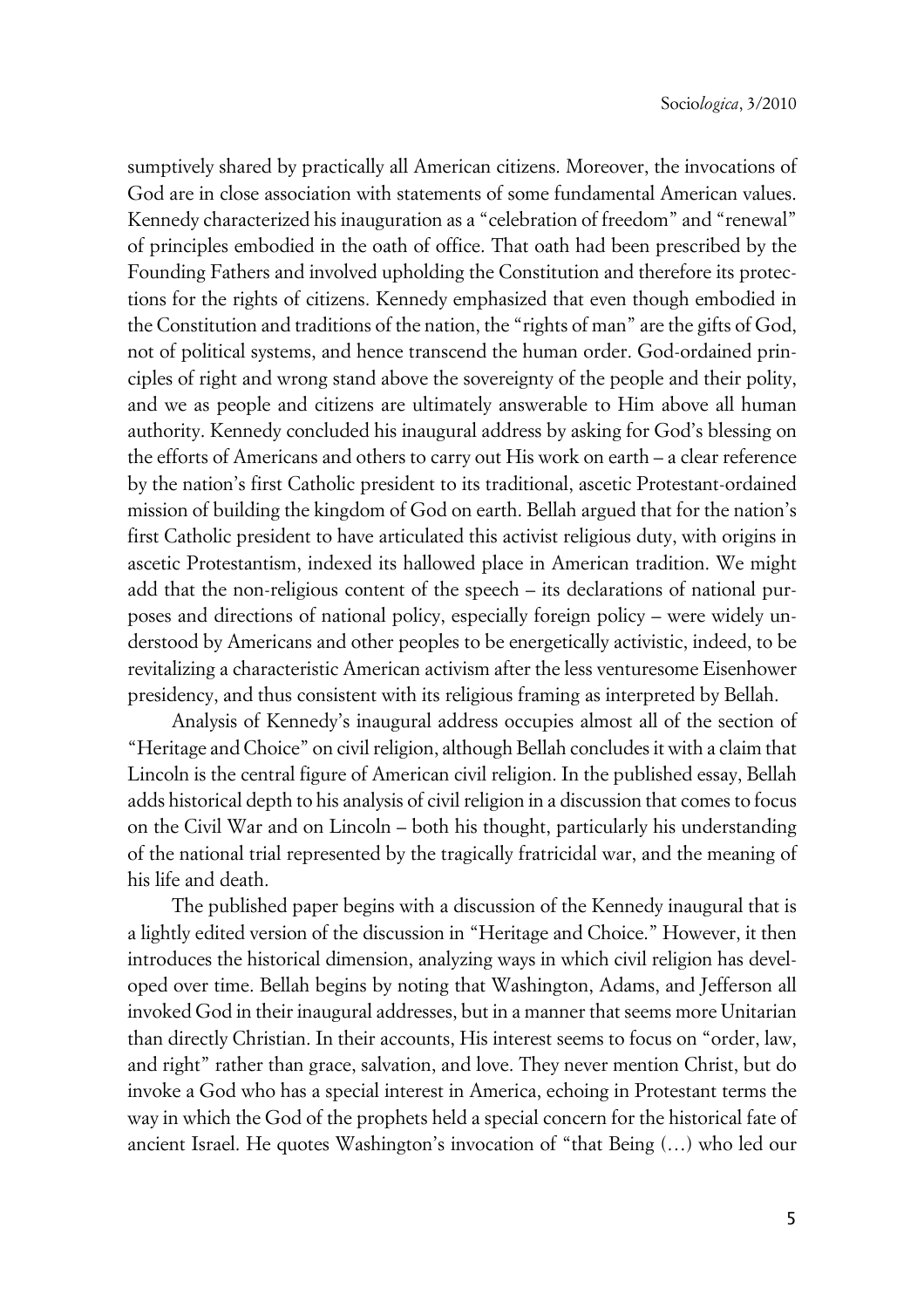sumptively shared by practically all American citizens. Moreover, the invocations of God are in close association with statements of some fundamental American values. Kennedy characterized his inauguration as a "celebration of freedom" and "renewal" of principles embodied in the oath of office. That oath had been prescribed by the Founding Fathers and involved upholding the Constitution and therefore its protections for the rights of citizens. Kennedy emphasized that even though embodied in the Constitution and traditions of the nation, the "rights of man" are the gifts of God, not of political systems, and hence transcend the human order. God-ordained principles of right and wrong stand above the sovereignty of the people and their polity, and we as people and citizens are ultimately answerable to Him above all human authority. Kennedy concluded his inaugural address by asking for God's blessing on the efforts of Americans and others to carry out His work on earth – a clear reference by the nation's first Catholic president to its traditional, ascetic Protestant-ordained mission of building the kingdom of God on earth. Bellah argued that for the nation's first Catholic president to have articulated this activist religious duty, with origins in ascetic Protestantism, indexed its hallowed place in American tradition. We might add that the non-religious content of the speech – its declarations of national purposes and directions of national policy, especially foreign policy – were widely understood by Americans and other peoples to be energetically activistic, indeed, to be revitalizing a characteristic American activism after the less venturesome Eisenhower presidency, and thus consistent with its religious framing as interpreted by Bellah.

Analysis of Kennedy's inaugural address occupies almost all of the section of "Heritage and Choice" on civil religion, although Bellah concludes it with a claim that Lincoln is the central figure of American civil religion. In the published essay, Bellah adds historical depth to his analysis of civil religion in a discussion that comes to focus on the Civil War and on Lincoln – both his thought, particularly his understanding of the national trial represented by the tragically fratricidal war, and the meaning of his life and death.

The published paper begins with a discussion of the Kennedy inaugural that is a lightly edited version of the discussion in "Heritage and Choice." However, it then introduces the historical dimension, analyzing ways in which civil religion has developed over time. Bellah begins by noting that Washington, Adams, and Jefferson all invoked God in their inaugural addresses, but in a manner that seems more Unitarian than directly Christian. In their accounts, His interest seems to focus on "order, law, and right" rather than grace, salvation, and love. They never mention Christ, but do invoke a God who has a special interest in America, echoing in Protestant terms the way in which the God of the prophets held a special concern for the historical fate of ancient Israel. He quotes Washington's invocation of "that Being (…) who led our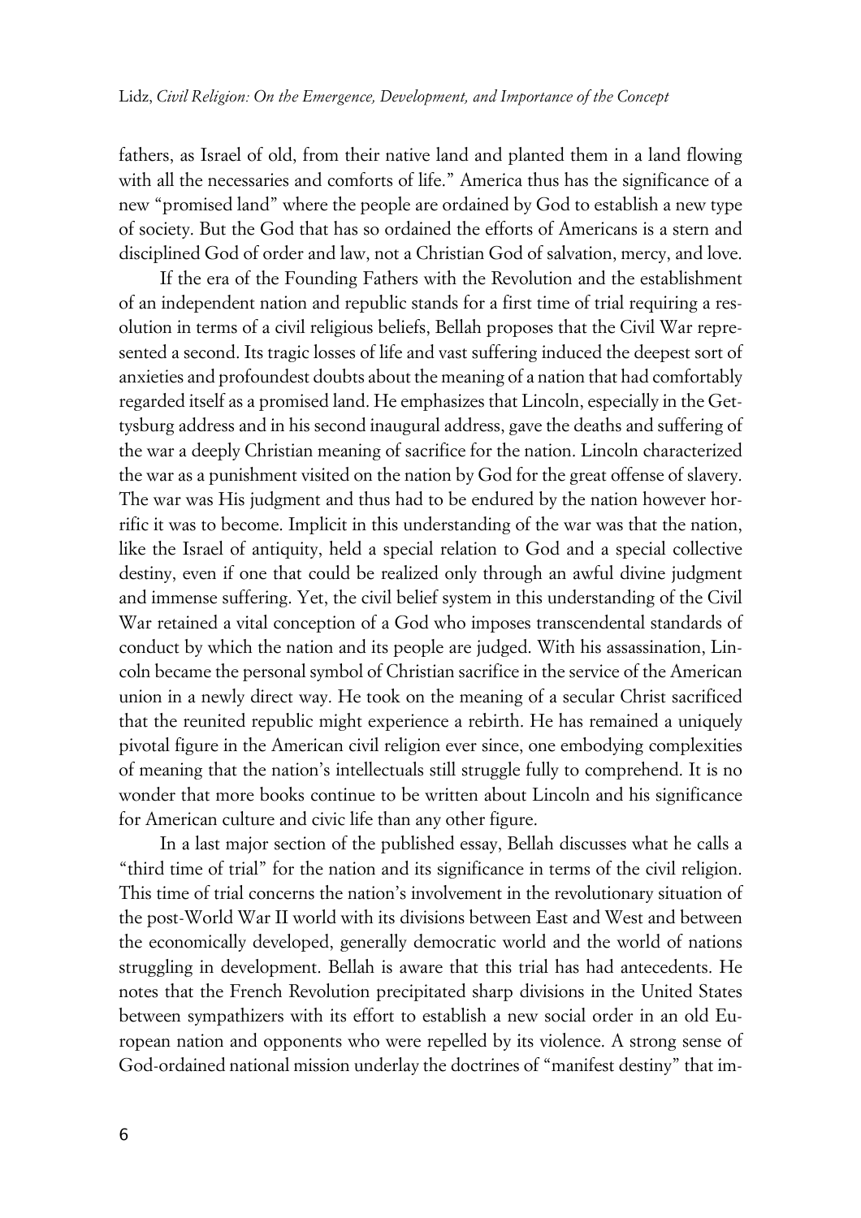fathers, as Israel of old, from their native land and planted them in a land flowing with all the necessaries and comforts of life." America thus has the significance of a new "promised land" where the people are ordained by God to establish a new type of society. But the God that has so ordained the efforts of Americans is a stern and disciplined God of order and law, not a Christian God of salvation, mercy, and love.

If the era of the Founding Fathers with the Revolution and the establishment of an independent nation and republic stands for a first time of trial requiring a resolution in terms of a civil religious beliefs, Bellah proposes that the Civil War represented a second. Its tragic losses of life and vast suffering induced the deepest sort of anxieties and profoundest doubts about the meaning of a nation that had comfortably regarded itself as a promised land. He emphasizes that Lincoln, especially in the Gettysburg address and in his second inaugural address, gave the deaths and suffering of the war a deeply Christian meaning of sacrifice for the nation. Lincoln characterized the war as a punishment visited on the nation by God for the great offense of slavery. The war was His judgment and thus had to be endured by the nation however horrific it was to become. Implicit in this understanding of the war was that the nation, like the Israel of antiquity, held a special relation to God and a special collective destiny, even if one that could be realized only through an awful divine judgment and immense suffering. Yet, the civil belief system in this understanding of the Civil War retained a vital conception of a God who imposes transcendental standards of conduct by which the nation and its people are judged. With his assassination, Lincoln became the personal symbol of Christian sacrifice in the service of the American union in a newly direct way. He took on the meaning of a secular Christ sacrificed that the reunited republic might experience a rebirth. He has remained a uniquely pivotal figure in the American civil religion ever since, one embodying complexities of meaning that the nation's intellectuals still struggle fully to comprehend. It is no wonder that more books continue to be written about Lincoln and his significance for American culture and civic life than any other figure.

In a last major section of the published essay, Bellah discusses what he calls a "third time of trial" for the nation and its significance in terms of the civil religion. This time of trial concerns the nation's involvement in the revolutionary situation of the post-World War II world with its divisions between East and West and between the economically developed, generally democratic world and the world of nations struggling in development. Bellah is aware that this trial has had antecedents. He notes that the French Revolution precipitated sharp divisions in the United States between sympathizers with its effort to establish a new social order in an old European nation and opponents who were repelled by its violence. A strong sense of God-ordained national mission underlay the doctrines of "manifest destiny" that im-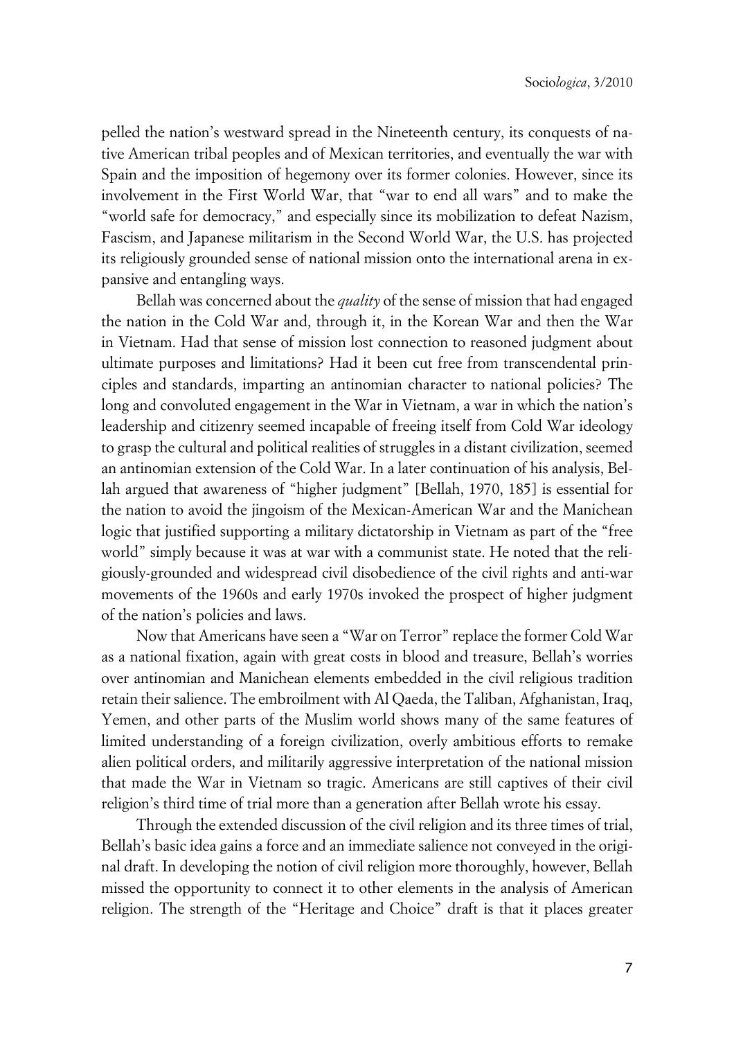pelled the nation's westward spread in the Nineteenth century, its conquests of native American tribal peoples and of Mexican territories, and eventually the war with Spain and the imposition of hegemony over its former colonies. However, since its involvement in the First World War, that "war to end all wars" and to make the "world safe for democracy," and especially since its mobilization to defeat Nazism, Fascism, and Japanese militarism in the Second World War, the U.S. has projected its religiously grounded sense of national mission onto the international arena in expansive and entangling ways.

Bellah was concerned about the *quality* of the sense of mission that had engaged the nation in the Cold War and, through it, in the Korean War and then the War in Vietnam. Had that sense of mission lost connection to reasoned judgment about ultimate purposes and limitations? Had it been cut free from transcendental principles and standards, imparting an antinomian character to national policies? The long and convoluted engagement in the War in Vietnam, a war in which the nation's leadership and citizenry seemed incapable of freeing itself from Cold War ideology to grasp the cultural and political realities of struggles in a distant civilization, seemed an antinomian extension of the Cold War. In a later continuation of his analysis, Bellah argued that awareness of "higher judgment" [Bellah, 1970, 185] is essential for the nation to avoid the jingoism of the Mexican-American War and the Manichean logic that justified supporting a military dictatorship in Vietnam as part of the "free world" simply because it was at war with a communist state. He noted that the religiously-grounded and widespread civil disobedience of the civil rights and anti-war movements of the 1960s and early 1970s invoked the prospect of higher judgment of the nation's policies and laws.

Now that Americans have seen a "War on Terror" replace the former Cold War as a national fixation, again with great costs in blood and treasure, Bellah's worries over antinomian and Manichean elements embedded in the civil religious tradition retain their salience. The embroilment with Al Qaeda, the Taliban, Afghanistan, Iraq, Yemen, and other parts of the Muslim world shows many of the same features of limited understanding of a foreign civilization, overly ambitious efforts to remake alien political orders, and militarily aggressive interpretation of the national mission that made the War in Vietnam so tragic. Americans are still captives of their civil religion's third time of trial more than a generation after Bellah wrote his essay.

Through the extended discussion of the civil religion and its three times of trial, Bellah's basic idea gains a force and an immediate salience not conveyed in the original draft. In developing the notion of civil religion more thoroughly, however, Bellah missed the opportunity to connect it to other elements in the analysis of American religion. The strength of the "Heritage and Choice" draft is that it places greater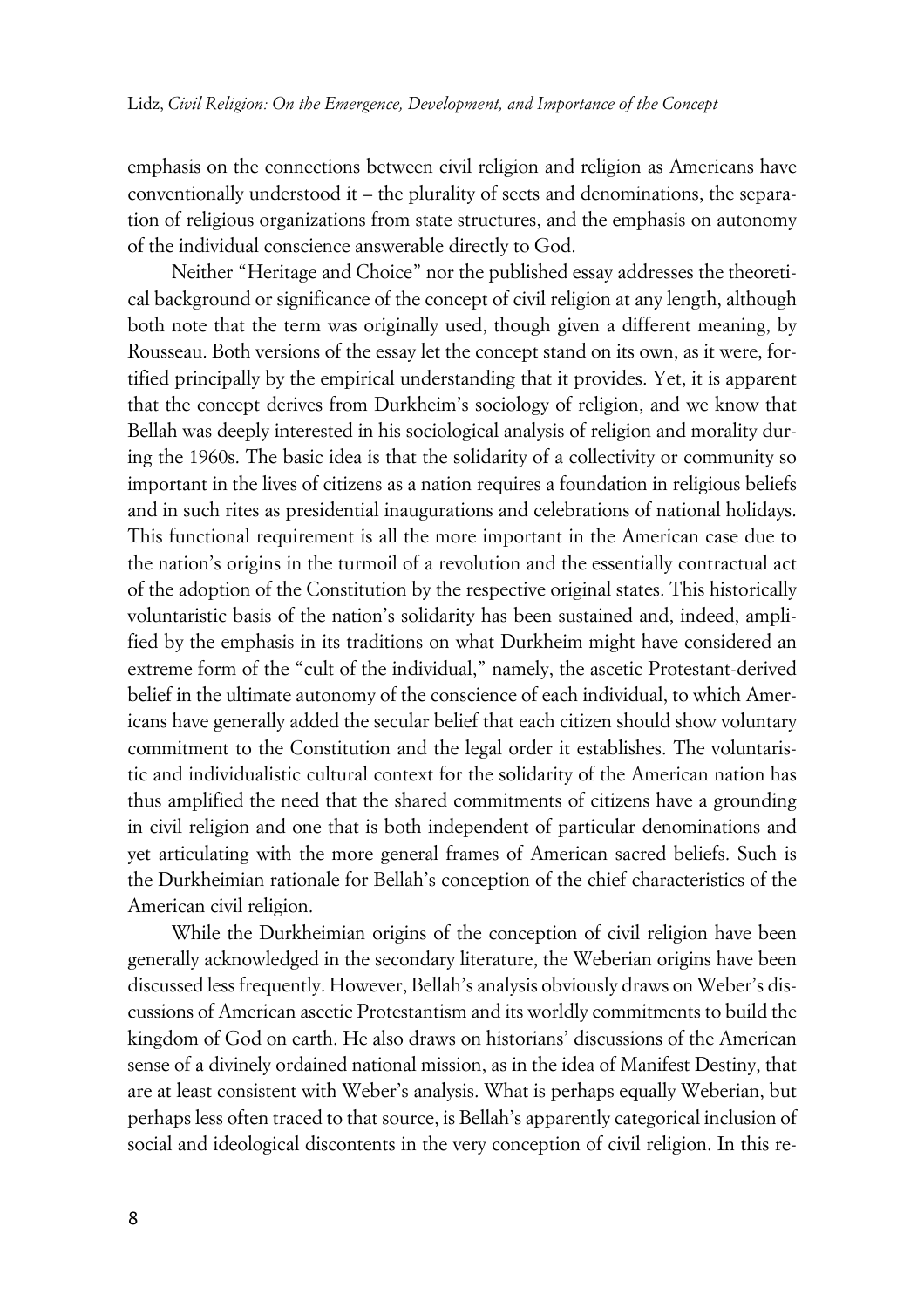emphasis on the connections between civil religion and religion as Americans have conventionally understood it – the plurality of sects and denominations, the separation of religious organizations from state structures, and the emphasis on autonomy of the individual conscience answerable directly to God.

Neither "Heritage and Choice" nor the published essay addresses the theoretical background or significance of the concept of civil religion at any length, although both note that the term was originally used, though given a different meaning, by Rousseau. Both versions of the essay let the concept stand on its own, as it were, fortified principally by the empirical understanding that it provides. Yet, it is apparent that the concept derives from Durkheim's sociology of religion, and we know that Bellah was deeply interested in his sociological analysis of religion and morality during the 1960s. The basic idea is that the solidarity of a collectivity or community so important in the lives of citizens as a nation requires a foundation in religious beliefs and in such rites as presidential inaugurations and celebrations of national holidays. This functional requirement is all the more important in the American case due to the nation's origins in the turmoil of a revolution and the essentially contractual act of the adoption of the Constitution by the respective original states. This historically voluntaristic basis of the nation's solidarity has been sustained and, indeed, amplified by the emphasis in its traditions on what Durkheim might have considered an extreme form of the "cult of the individual," namely, the ascetic Protestant-derived belief in the ultimate autonomy of the conscience of each individual, to which Americans have generally added the secular belief that each citizen should show voluntary commitment to the Constitution and the legal order it establishes. The voluntaristic and individualistic cultural context for the solidarity of the American nation has thus amplified the need that the shared commitments of citizens have a grounding in civil religion and one that is both independent of particular denominations and yet articulating with the more general frames of American sacred beliefs. Such is the Durkheimian rationale for Bellah's conception of the chief characteristics of the American civil religion.

While the Durkheimian origins of the conception of civil religion have been generally acknowledged in the secondary literature, the Weberian origins have been discussed less frequently. However, Bellah's analysis obviously draws on Weber's discussions of American ascetic Protestantism and its worldly commitments to build the kingdom of God on earth. He also draws on historians' discussions of the American sense of a divinely ordained national mission, as in the idea of Manifest Destiny, that are at least consistent with Weber's analysis. What is perhaps equally Weberian, but perhaps less often traced to that source, is Bellah's apparently categorical inclusion of social and ideological discontents in the very conception of civil religion. In this re-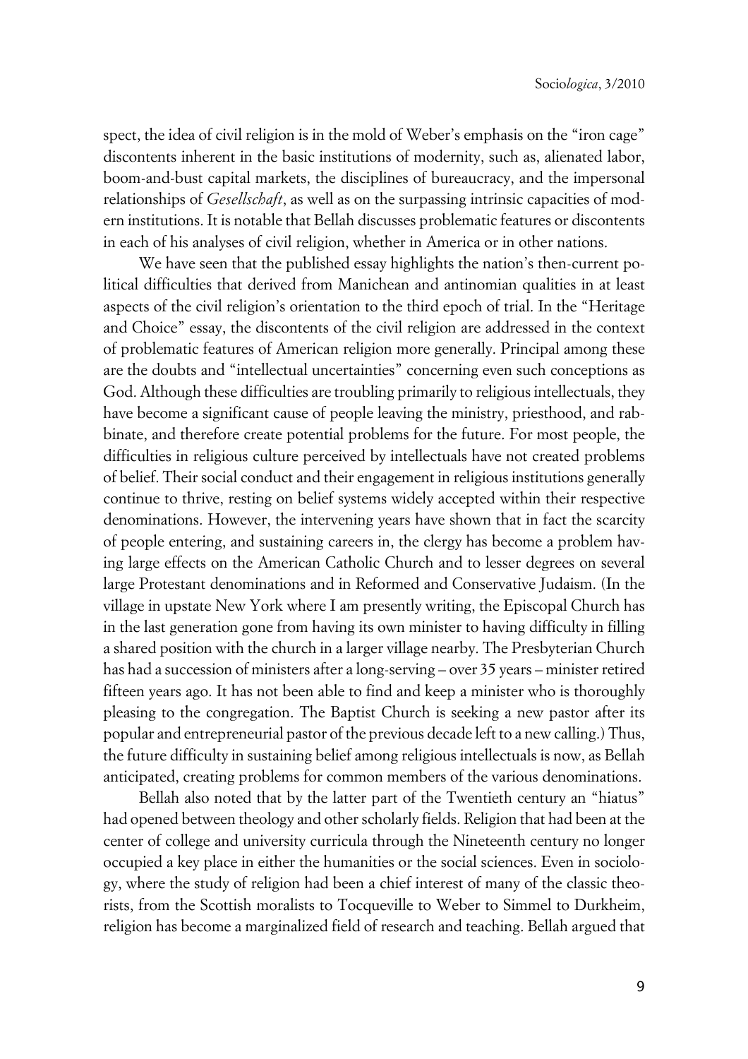spect, the idea of civil religion is in the mold of Weber's emphasis on the "iron cage" discontents inherent in the basic institutions of modernity, such as, alienated labor, boom-and-bust capital markets, the disciplines of bureaucracy, and the impersonal relationships of *Gesellschaft*, as well as on the surpassing intrinsic capacities of modern institutions. It is notable that Bellah discusses problematic features or discontents in each of his analyses of civil religion, whether in America or in other nations.

We have seen that the published essay highlights the nation's then-current political difficulties that derived from Manichean and antinomian qualities in at least aspects of the civil religion's orientation to the third epoch of trial. In the "Heritage and Choice" essay, the discontents of the civil religion are addressed in the context of problematic features of American religion more generally. Principal among these are the doubts and "intellectual uncertainties" concerning even such conceptions as God. Although these difficulties are troubling primarily to religious intellectuals, they have become a significant cause of people leaving the ministry, priesthood, and rabbinate, and therefore create potential problems for the future. For most people, the difficulties in religious culture perceived by intellectuals have not created problems of belief. Their social conduct and their engagement in religious institutions generally continue to thrive, resting on belief systems widely accepted within their respective denominations. However, the intervening years have shown that in fact the scarcity of people entering, and sustaining careers in, the clergy has become a problem having large effects on the American Catholic Church and to lesser degrees on several large Protestant denominations and in Reformed and Conservative Judaism. (In the village in upstate New York where I am presently writing, the Episcopal Church has in the last generation gone from having its own minister to having difficulty in filling a shared position with the church in a larger village nearby. The Presbyterian Church has had a succession of ministers after a long-serving – over 35 years – minister retired fifteen years ago. It has not been able to find and keep a minister who is thoroughly pleasing to the congregation. The Baptist Church is seeking a new pastor after its popular and entrepreneurial pastor of the previous decade left to a new calling.) Thus, the future difficulty in sustaining belief among religious intellectuals is now, as Bellah anticipated, creating problems for common members of the various denominations.

Bellah also noted that by the latter part of the Twentieth century an "hiatus" had opened between theology and other scholarly fields. Religion that had been at the center of college and university curricula through the Nineteenth century no longer occupied a key place in either the humanities or the social sciences. Even in sociology, where the study of religion had been a chief interest of many of the classic theorists, from the Scottish moralists to Tocqueville to Weber to Simmel to Durkheim, religion has become a marginalized field of research and teaching. Bellah argued that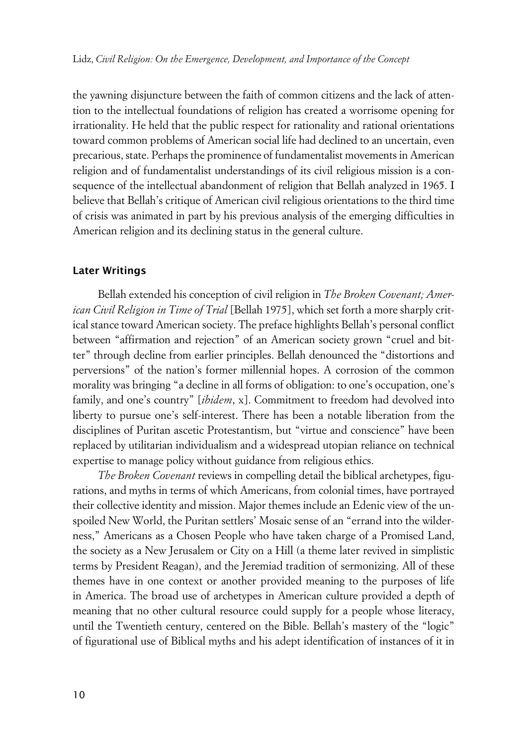the yawning disjuncture between the faith of common citizens and the lack of attention to the intellectual foundations of religion has created a worrisome opening for irrationality. He held that the public respect for rationality and rational orientations toward common problems of American social life had declined to an uncertain, even precarious, state. Perhaps the prominence of fundamentalist movements in American religion and of fundamentalist understandings of its civil religious mission is a consequence of the intellectual abandonment of religion that Bellah analyzed in 1965. I believe that Bellah's critique of American civil religious orientations to the third time of crisis was animated in part by his previous analysis of the emerging difficulties in American religion and its declining status in the general culture.

## Later Writings

Bellah extended his conception of civil religion in *The Broken Covenant; American Civil Religion in Time of Trial* [Bellah 1975], which set forth a more sharply critical stance toward American society. The preface highlights Bellah's personal conflict between "affirmation and rejection" of an American society grown "cruel and bitter" through decline from earlier principles. Bellah denounced the "distortions and perversions" of the nation's former millennial hopes. A corrosion of the common morality was bringing "a decline in all forms of obligation: to one's occupation, one's family, and one's country" [*ibidem*, x]. Commitment to freedom had devolved into liberty to pursue one's self-interest. There has been a notable liberation from the disciplines of Puritan ascetic Protestantism, but "virtue and conscience" have been replaced by utilitarian individualism and a widespread utopian reliance on technical expertise to manage policy without guidance from religious ethics.

*The Broken Covenant* reviews in compelling detail the biblical archetypes, figurations, and myths in terms of which Americans, from colonial times, have portrayed their collective identity and mission. Major themes include an Edenic view of the unspoiled New World, the Puritan settlers' Mosaic sense of an "errand into the wilderness," Americans as a Chosen People who have taken charge of a Promised Land, the society as a New Jerusalem or City on a Hill (a theme later revived in simplistic terms by President Reagan), and the Jeremiad tradition of sermonizing. All of these themes have in one context or another provided meaning to the purposes of life in America. The broad use of archetypes in American culture provided a depth of meaning that no other cultural resource could supply for a people whose literacy, until the Twentieth century, centered on the Bible. Bellah's mastery of the "logic" of figurational use of Biblical myths and his adept identification of instances of it in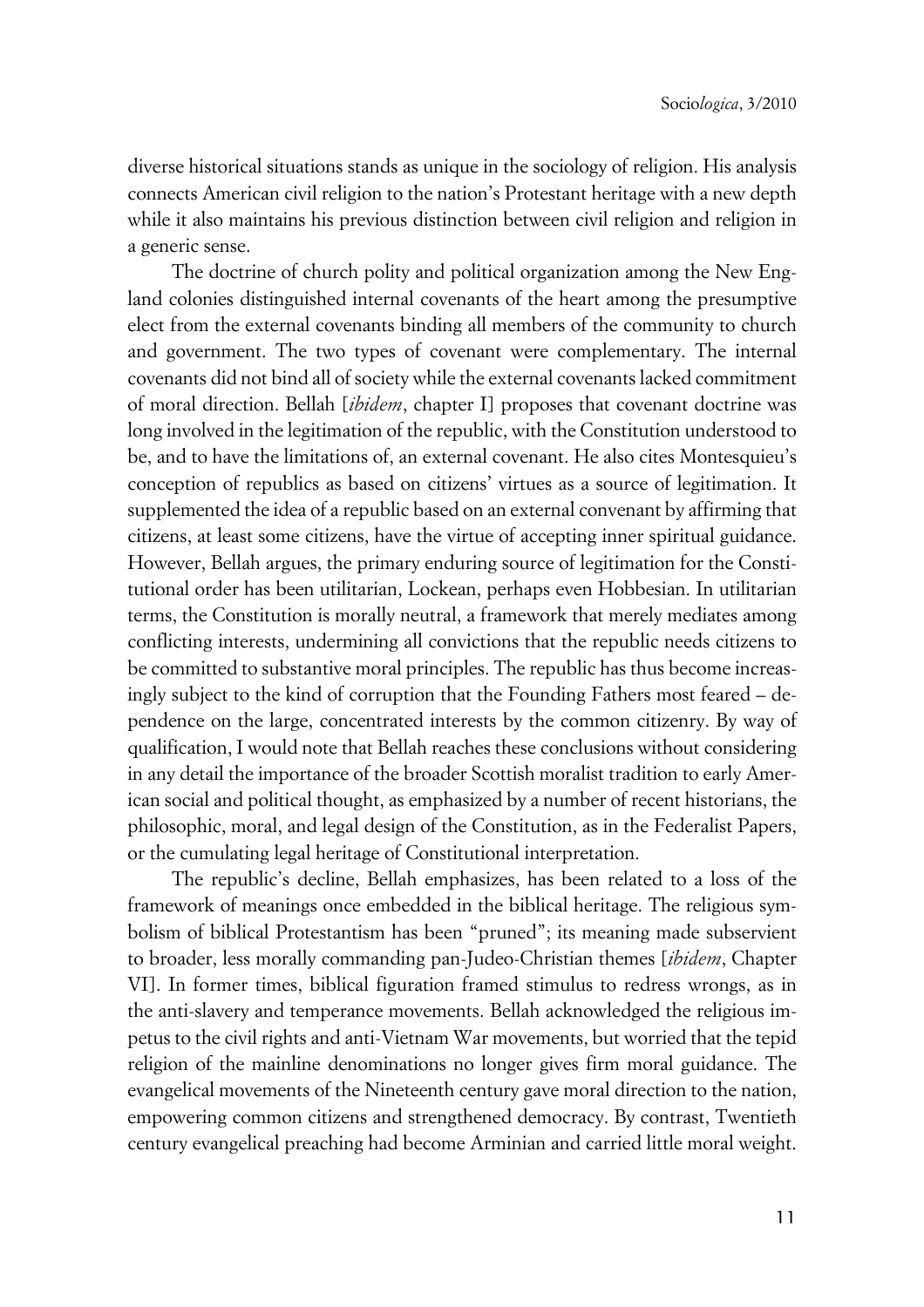diverse historical situations stands as unique in the sociology of religion. His analysis connects American civil religion to the nation's Protestant heritage with a new depth while it also maintains his previous distinction between civil religion and religion in a generic sense.

The doctrine of church polity and political organization among the New England colonies distinguished internal covenants of the heart among the presumptive elect from the external covenants binding all members of the community to church and government. The two types of covenant were complementary. The internal covenants did not bind all of society while the external covenants lacked commitment of moral direction. Bellah [*ibidem*, chapter I] proposes that covenant doctrine was long involved in the legitimation of the republic, with the Constitution understood to be, and to have the limitations of, an external covenant. He also cites Montesquieu's conception of republics as based on citizens' virtues as a source of legitimation. It supplemented the idea of a republic based on an external convenant by affirming that citizens, at least some citizens, have the virtue of accepting inner spiritual guidance. However, Bellah argues, the primary enduring source of legitimation for the Constitutional order has been utilitarian, Lockean, perhaps even Hobbesian. In utilitarian terms, the Constitution is morally neutral, a framework that merely mediates among conflicting interests, undermining all convictions that the republic needs citizens to be committed to substantive moral principles. The republic has thus become increasingly subject to the kind of corruption that the Founding Fathers most feared – dependence on the large, concentrated interests by the common citizenry. By way of qualification, I would note that Bellah reaches these conclusions without considering in any detail the importance of the broader Scottish moralist tradition to early American social and political thought, as emphasized by a number of recent historians, the philosophic, moral, and legal design of the Constitution, as in the Federalist Papers, or the cumulating legal heritage of Constitutional interpretation.

The republic's decline, Bellah emphasizes, has been related to a loss of the framework of meanings once embedded in the biblical heritage. The religious symbolism of biblical Protestantism has been "pruned"; its meaning made subservient to broader, less morally commanding pan-Judeo-Christian themes [*ibidem*, Chapter VI]. In former times, biblical figuration framed stimulus to redress wrongs, as in the anti-slavery and temperance movements. Bellah acknowledged the religious impetus to the civil rights and anti-Vietnam War movements, but worried that the tepid religion of the mainline denominations no longer gives firm moral guidance. The evangelical movements of the Nineteenth century gave moral direction to the nation, empowering common citizens and strengthened democracy. By contrast, Twentieth century evangelical preaching had become Arminian and carried little moral weight.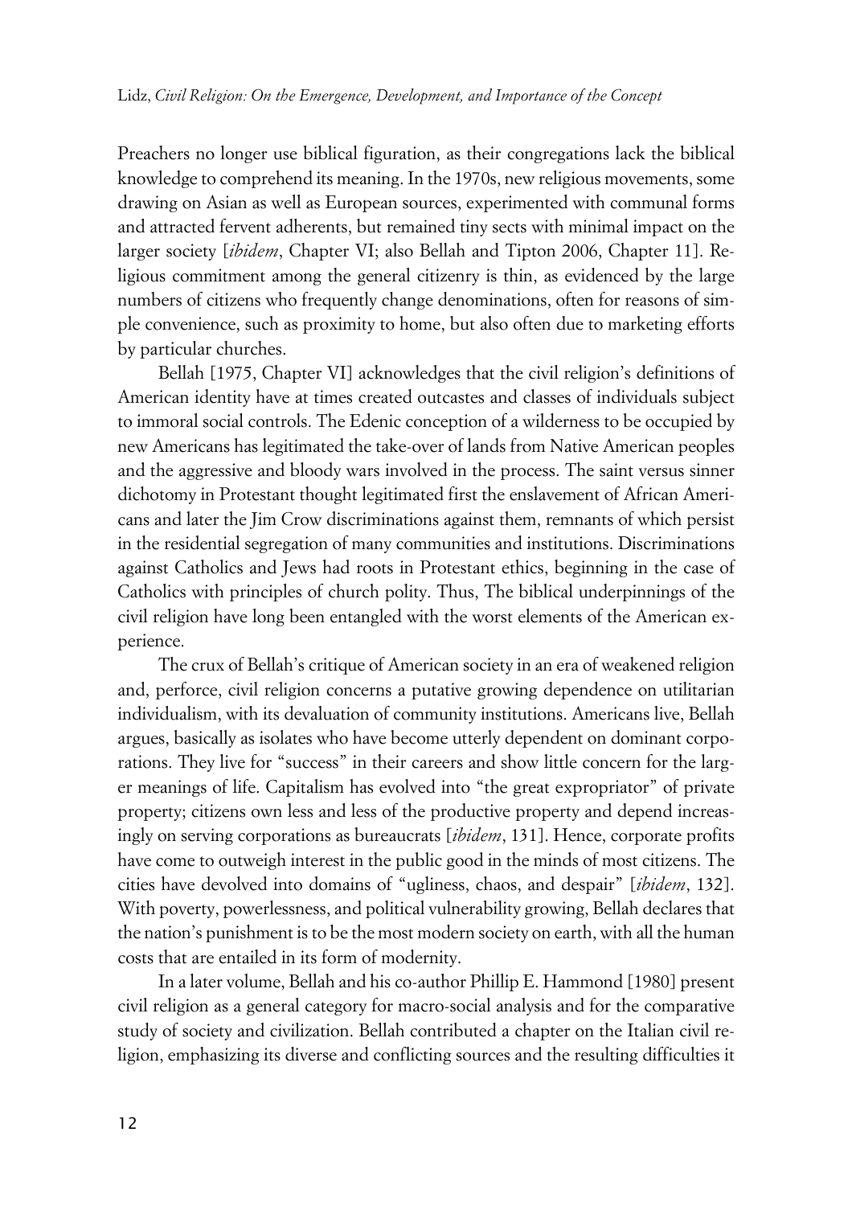Preachers no longer use biblical figuration, as their congregations lack the biblical knowledge to comprehend its meaning. In the 1970s, new religious movements, some drawing on Asian as well as European sources, experimented with communal forms and attracted fervent adherents, but remained tiny sects with minimal impact on the larger society [*ibidem*, Chapter VI; also Bellah and Tipton 2006, Chapter 11]. Religious commitment among the general citizenry is thin, as evidenced by the large numbers of citizens who frequently change denominations, often for reasons of simple convenience, such as proximity to home, but also often due to marketing efforts by particular churches.

Bellah [1975, Chapter VI] acknowledges that the civil religion's definitions of American identity have at times created outcastes and classes of individuals subject to immoral social controls. The Edenic conception of a wilderness to be occupied by new Americans has legitimated the take-over of lands from Native American peoples and the aggressive and bloody wars involved in the process. The saint versus sinner dichotomy in Protestant thought legitimated first the enslavement of African Americans and later the Jim Crow discriminations against them, remnants of which persist in the residential segregation of many communities and institutions. Discriminations against Catholics and Jews had roots in Protestant ethics, beginning in the case of Catholics with principles of church polity. Thus, The biblical underpinnings of the civil religion have long been entangled with the worst elements of the American experience.

The crux of Bellah's critique of American society in an era of weakened religion and, perforce, civil religion concerns a putative growing dependence on utilitarian individualism, with its devaluation of community institutions. Americans live, Bellah argues, basically as isolates who have become utterly dependent on dominant corporations. They live for "success" in their careers and show little concern for the larger meanings of life. Capitalism has evolved into "the great expropriator" of private property; citizens own less and less of the productive property and depend increasingly on serving corporations as bureaucrats [*ibidem*, 131]. Hence, corporate profits have come to outweigh interest in the public good in the minds of most citizens. The cities have devolved into domains of "ugliness, chaos, and despair" [*ibidem*, 132]. With poverty, powerlessness, and political vulnerability growing, Bellah declares that the nation's punishment is to be the most modern society on earth, with all the human costs that are entailed in its form of modernity.

In a later volume, Bellah and his co-author Phillip E. Hammond [1980] present civil religion as a general category for macro-social analysis and for the comparative study of society and civilization. Bellah contributed a chapter on the Italian civil religion, emphasizing its diverse and conflicting sources and the resulting difficulties it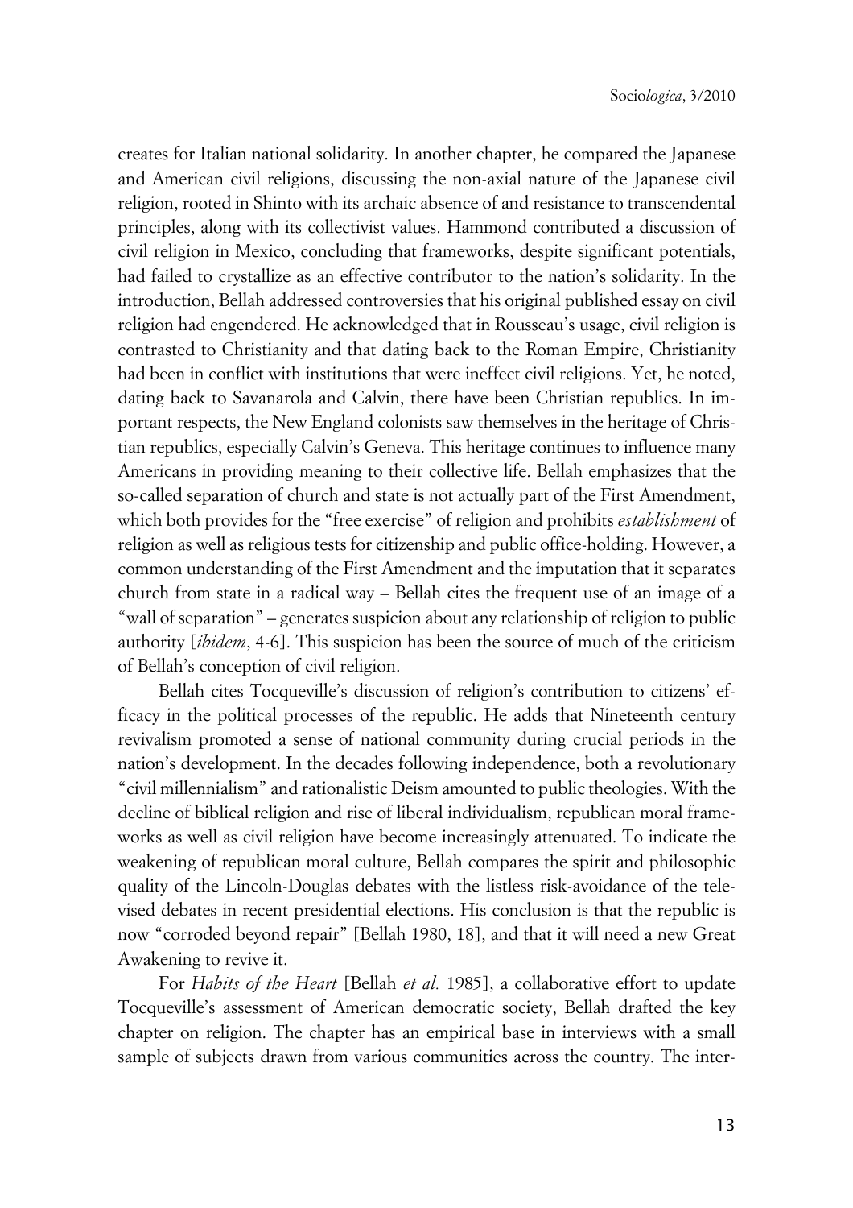creates for Italian national solidarity. In another chapter, he compared the Japanese and American civil religions, discussing the non-axial nature of the Japanese civil religion, rooted in Shinto with its archaic absence of and resistance to transcendental principles, along with its collectivist values. Hammond contributed a discussion of civil religion in Mexico, concluding that frameworks, despite significant potentials, had failed to crystallize as an effective contributor to the nation's solidarity. In the introduction, Bellah addressed controversies that his original published essay on civil religion had engendered. He acknowledged that in Rousseau's usage, civil religion is contrasted to Christianity and that dating back to the Roman Empire, Christianity had been in conflict with institutions that were ineffect civil religions. Yet, he noted, dating back to Savanarola and Calvin, there have been Christian republics. In important respects, the New England colonists saw themselves in the heritage of Christian republics, especially Calvin's Geneva. This heritage continues to influence many Americans in providing meaning to their collective life. Bellah emphasizes that the so-called separation of church and state is not actually part of the First Amendment, which both provides for the "free exercise" of religion and prohibits *establishment* of religion as well as religious tests for citizenship and public office-holding. However, a common understanding of the First Amendment and the imputation that it separates church from state in a radical way – Bellah cites the frequent use of an image of a "wall of separation" – generates suspicion about any relationship of religion to public authority [*ibidem*, 4-6]. This suspicion has been the source of much of the criticism of Bellah's conception of civil religion.

Bellah cites Tocqueville's discussion of religion's contribution to citizens' efficacy in the political processes of the republic. He adds that Nineteenth century revivalism promoted a sense of national community during crucial periods in the nation's development. In the decades following independence, both a revolutionary "civil millennialism" and rationalistic Deism amounted to public theologies. With the decline of biblical religion and rise of liberal individualism, republican moral frameworks as well as civil religion have become increasingly attenuated. To indicate the weakening of republican moral culture, Bellah compares the spirit and philosophic quality of the Lincoln-Douglas debates with the listless risk-avoidance of the televised debates in recent presidential elections. His conclusion is that the republic is now "corroded beyond repair" [Bellah 1980, 18], and that it will need a new Great Awakening to revive it.

For *Habits of the Heart* [Bellah *et al.* 1985], a collaborative effort to update Tocqueville's assessment of American democratic society, Bellah drafted the key chapter on religion. The chapter has an empirical base in interviews with a small sample of subjects drawn from various communities across the country. The inter-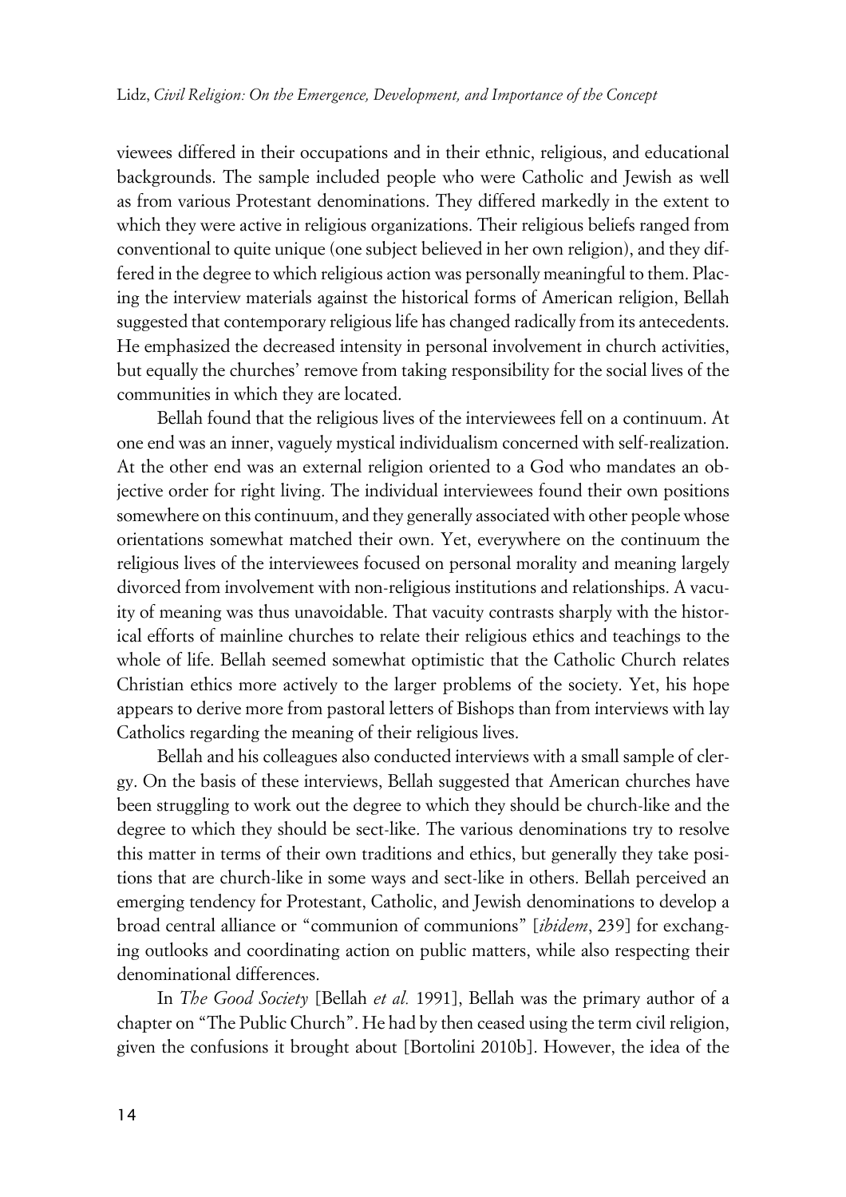viewees differed in their occupations and in their ethnic, religious, and educational backgrounds. The sample included people who were Catholic and Jewish as well as from various Protestant denominations. They differed markedly in the extent to which they were active in religious organizations. Their religious beliefs ranged from conventional to quite unique (one subject believed in her own religion), and they differed in the degree to which religious action was personally meaningful to them. Placing the interview materials against the historical forms of American religion, Bellah suggested that contemporary religious life has changed radically from its antecedents. He emphasized the decreased intensity in personal involvement in church activities, but equally the churches' remove from taking responsibility for the social lives of the communities in which they are located.

Bellah found that the religious lives of the interviewees fell on a continuum. At one end was an inner, vaguely mystical individualism concerned with self-realization. At the other end was an external religion oriented to a God who mandates an objective order for right living. The individual interviewees found their own positions somewhere on this continuum, and they generally associated with other people whose orientations somewhat matched their own. Yet, everywhere on the continuum the religious lives of the interviewees focused on personal morality and meaning largely divorced from involvement with non-religious institutions and relationships. A vacuity of meaning was thus unavoidable. That vacuity contrasts sharply with the historical efforts of mainline churches to relate their religious ethics and teachings to the whole of life. Bellah seemed somewhat optimistic that the Catholic Church relates Christian ethics more actively to the larger problems of the society. Yet, his hope appears to derive more from pastoral letters of Bishops than from interviews with lay Catholics regarding the meaning of their religious lives.

Bellah and his colleagues also conducted interviews with a small sample of clergy. On the basis of these interviews, Bellah suggested that American churches have been struggling to work out the degree to which they should be church-like and the degree to which they should be sect-like. The various denominations try to resolve this matter in terms of their own traditions and ethics, but generally they take positions that are church-like in some ways and sect-like in others. Bellah perceived an emerging tendency for Protestant, Catholic, and Jewish denominations to develop a broad central alliance or "communion of communions" [*ibidem*, 239] for exchanging outlooks and coordinating action on public matters, while also respecting their denominational differences.

In *The Good Society* [Bellah *et al.* 1991], Bellah was the primary author of a chapter on "The Public Church". He had by then ceased using the term civil religion, given the confusions it brought about [Bortolini 2010b]. However, the idea of the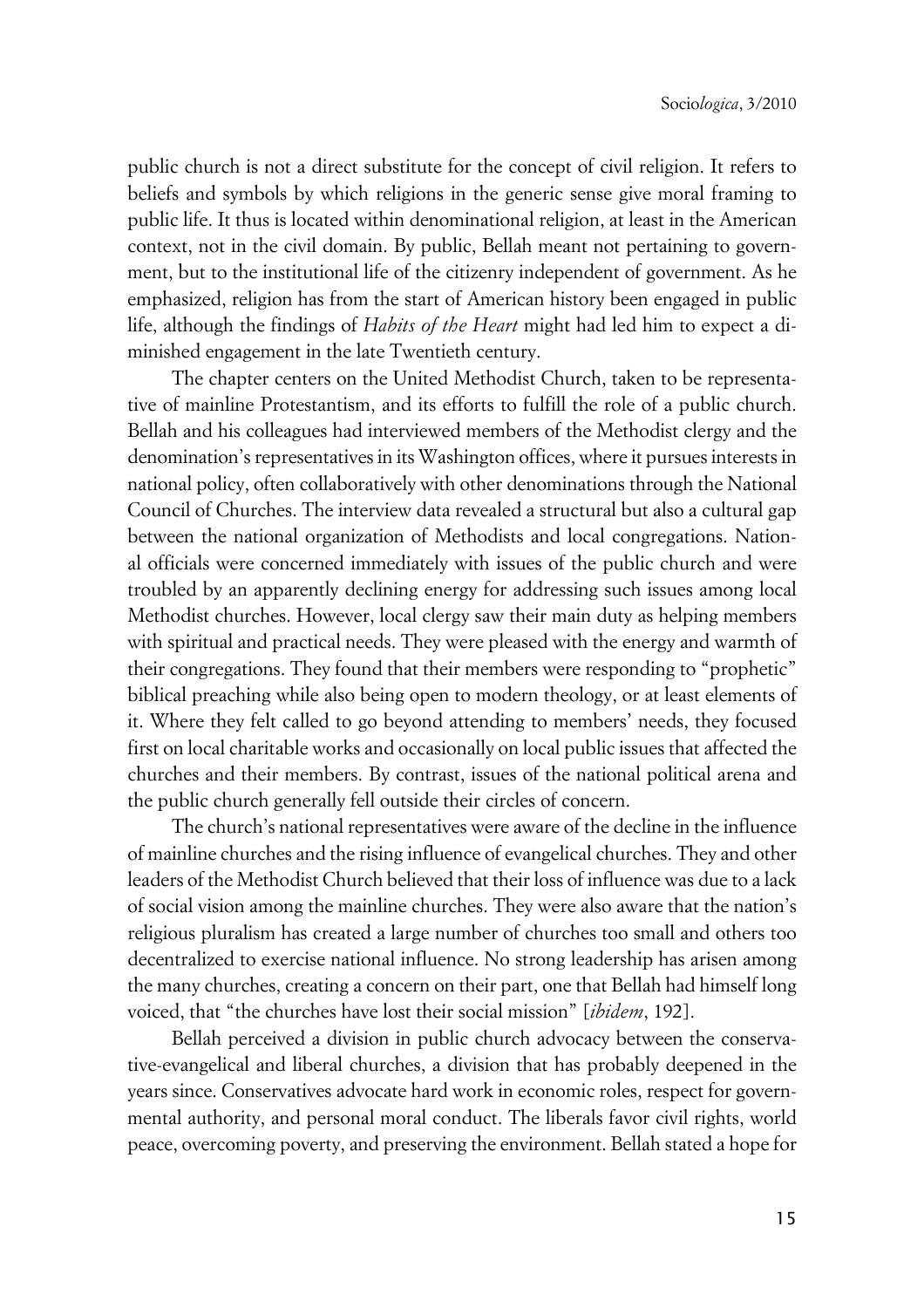public church is not a direct substitute for the concept of civil religion. It refers to beliefs and symbols by which religions in the generic sense give moral framing to public life. It thus is located within denominational religion, at least in the American context, not in the civil domain. By public, Bellah meant not pertaining to government, but to the institutional life of the citizenry independent of government. As he emphasized, religion has from the start of American history been engaged in public life, although the findings of *Habits of the Heart* might had led him to expect a diminished engagement in the late Twentieth century.

The chapter centers on the United Methodist Church, taken to be representative of mainline Protestantism, and its efforts to fulfill the role of a public church. Bellah and his colleagues had interviewed members of the Methodist clergy and the denomination's representatives in its Washington offices, where it pursues interests in national policy, often collaboratively with other denominations through the National Council of Churches. The interview data revealed a structural but also a cultural gap between the national organization of Methodists and local congregations. National officials were concerned immediately with issues of the public church and were troubled by an apparently declining energy for addressing such issues among local Methodist churches. However, local clergy saw their main duty as helping members with spiritual and practical needs. They were pleased with the energy and warmth of their congregations. They found that their members were responding to "prophetic" biblical preaching while also being open to modern theology, or at least elements of it. Where they felt called to go beyond attending to members' needs, they focused first on local charitable works and occasionally on local public issues that affected the churches and their members. By contrast, issues of the national political arena and the public church generally fell outside their circles of concern.

The church's national representatives were aware of the decline in the influence of mainline churches and the rising influence of evangelical churches. They and other leaders of the Methodist Church believed that their loss of influence was due to a lack of social vision among the mainline churches. They were also aware that the nation's religious pluralism has created a large number of churches too small and others too decentralized to exercise national influence. No strong leadership has arisen among the many churches, creating a concern on their part, one that Bellah had himself long voiced, that "the churches have lost their social mission" [*ibidem*, 192].

Bellah perceived a division in public church advocacy between the conservative-evangelical and liberal churches, a division that has probably deepened in the years since. Conservatives advocate hard work in economic roles, respect for governmental authority, and personal moral conduct. The liberals favor civil rights, world peace, overcoming poverty, and preserving the environment. Bellah stated a hope for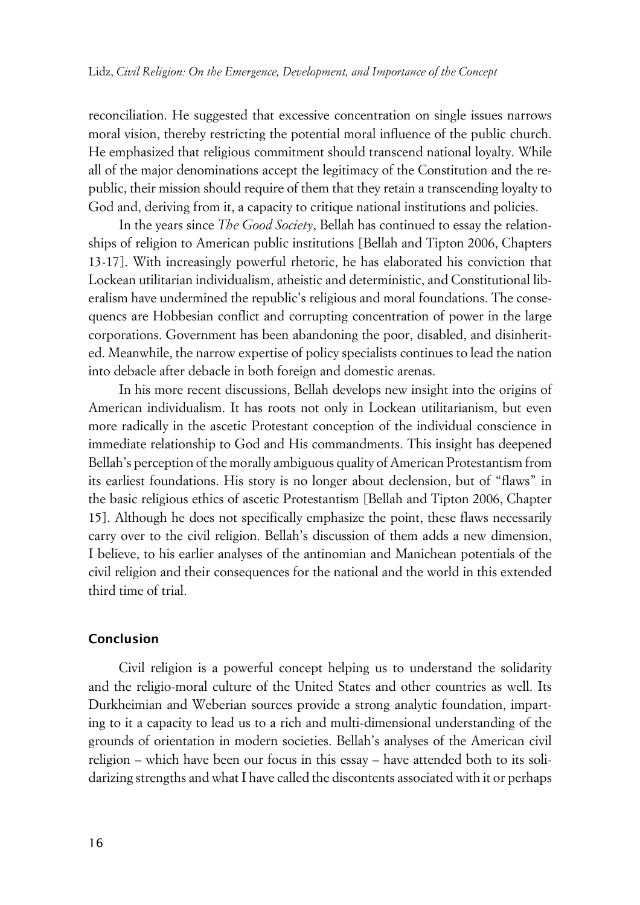reconciliation. He suggested that excessive concentration on single issues narrows moral vision, thereby restricting the potential moral influence of the public church. He emphasized that religious commitment should transcend national loyalty. While all of the major denominations accept the legitimacy of the Constitution and the republic, their mission should require of them that they retain a transcending loyalty to God and, deriving from it, a capacity to critique national institutions and policies.

In the years since *The Good Society*, Bellah has continued to essay the relationships of religion to American public institutions [Bellah and Tipton 2006, Chapters 13-17]. With increasingly powerful rhetoric, he has elaborated his conviction that Lockean utilitarian individualism, atheistic and deterministic, and Constitutional liberalism have undermined the republic's religious and moral foundations. The consequencs are Hobbesian conflict and corrupting concentration of power in the large corporations. Government has been abandoning the poor, disabled, and disinherited. Meanwhile, the narrow expertise of policy specialists continues to lead the nation into debacle after debacle in both foreign and domestic arenas.

In his more recent discussions, Bellah develops new insight into the origins of American individualism. It has roots not only in Lockean utilitarianism, but even more radically in the ascetic Protestant conception of the individual conscience in immediate relationship to God and His commandments. This insight has deepened Bellah's perception of the morally ambiguous quality of American Protestantism from its earliest foundations. His story is no longer about declension, but of "flaws" in the basic religious ethics of ascetic Protestantism [Bellah and Tipton 2006, Chapter 15]. Although he does not specifically emphasize the point, these flaws necessarily carry over to the civil religion. Bellah's discussion of them adds a new dimension, I believe, to his earlier analyses of the antinomian and Manichean potentials of the civil religion and their consequences for the national and the world in this extended third time of trial.

## Conclusion

Civil religion is a powerful concept helping us to understand the solidarity and the religio-moral culture of the United States and other countries as well. Its Durkheimian and Weberian sources provide a strong analytic foundation, imparting to it a capacity to lead us to a rich and multi-dimensional understanding of the grounds of orientation in modern societies. Bellah's analyses of the American civil religion – which have been our focus in this essay – have attended both to its solidarizing strengths and what I have called the discontents associated with it or perhaps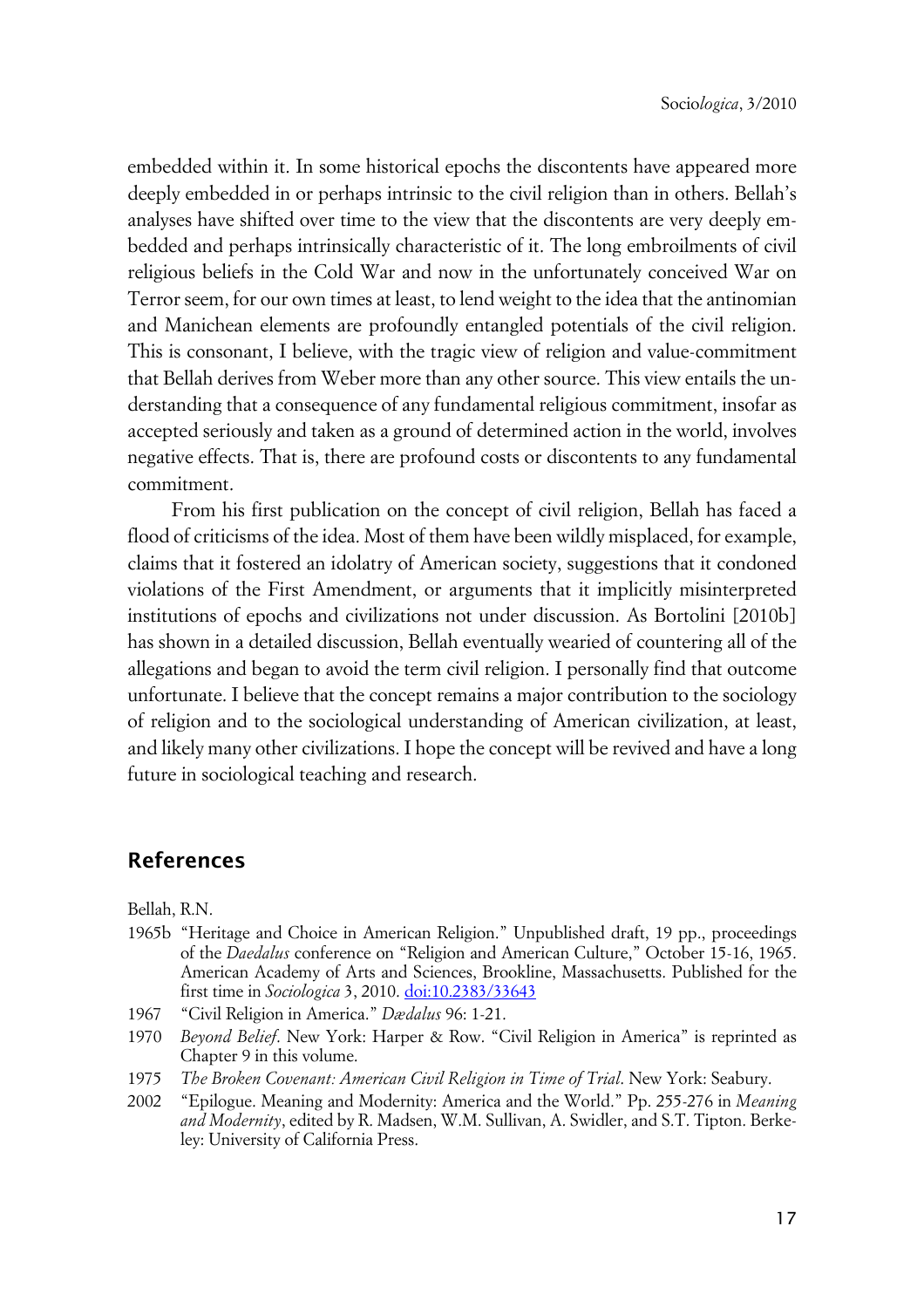embedded within it. In some historical epochs the discontents have appeared more deeply embedded in or perhaps intrinsic to the civil religion than in others. Bellah's analyses have shifted over time to the view that the discontents are very deeply embedded and perhaps intrinsically characteristic of it. The long embroilments of civil religious beliefs in the Cold War and now in the unfortunately conceived War on Terror seem, for our own times at least, to lend weight to the idea that the antinomian and Manichean elements are profoundly entangled potentials of the civil religion. This is consonant, I believe, with the tragic view of religion and value-commitment that Bellah derives from Weber more than any other source. This view entails the understanding that a consequence of any fundamental religious commitment, insofar as accepted seriously and taken as a ground of determined action in the world, involves negative effects. That is, there are profound costs or discontents to any fundamental commitment.

From his first publication on the concept of civil religion, Bellah has faced a flood of criticisms of the idea. Most of them have been wildly misplaced, for example, claims that it fostered an idolatry of American society, suggestions that it condoned violations of the First Amendment, or arguments that it implicitly misinterpreted institutions of epochs and civilizations not under discussion. As Bortolini [2010b] has shown in a detailed discussion, Bellah eventually wearied of countering all of the allegations and began to avoid the term civil religion. I personally find that outcome unfortunate. I believe that the concept remains a major contribution to the sociology of religion and to the sociological understanding of American civilization, at least, and likely many other civilizations. I hope the concept will be revived and have a long future in sociological teaching and research.

## References

Bellah, R.N.

1965b "Heritage and Choice in American Religion." Unpublished draft, 19 pp., proceedings of the *Daedalus* conference on "Religion and American Culture," October 15-16, 1965. American Academy of Arts and Sciences, Brookline, Massachusetts. Published for the first time in *Sociologica* 3, 2010. doi:10.2383/33643

1967 "Civil Religion in America." *Dædalus* 96: 1-21.

1970 *Beyond Belief*. New York: Harper & Row. "Civil Religion in America" is reprinted as Chapter 9 in this volume.

1975 *The Broken Covenant: American Civil Religion in Time of Trial*. New York: Seabury.

2002 "Epilogue. Meaning and Modernity: America and the World." Pp. 255-276 in *Meaning and Modernity*, edited by R. Madsen, W.M. Sullivan, A. Swidler, and S.T. Tipton. Berkeley: University of California Press.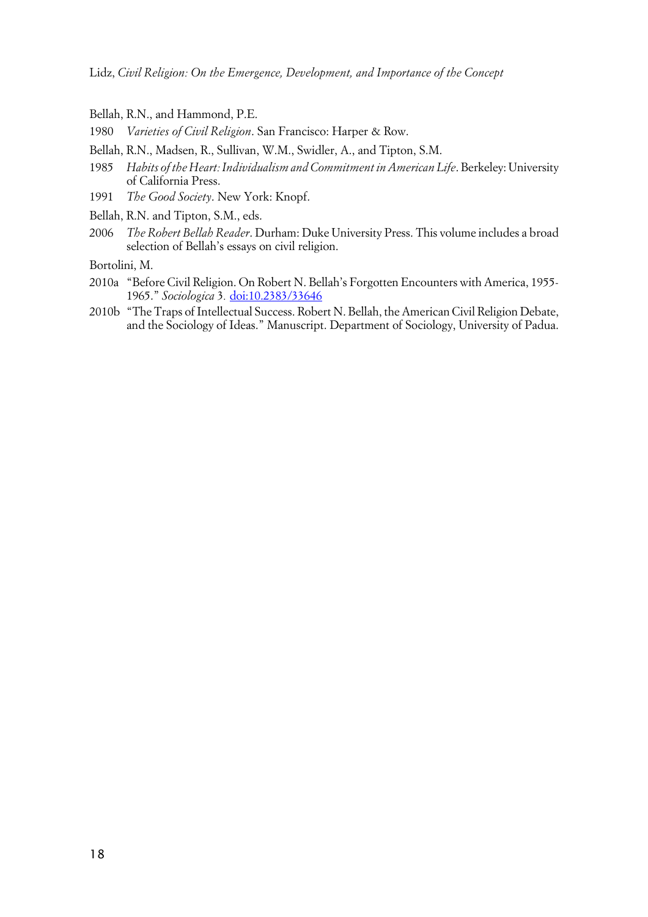Bellah, R.N., and Hammond, P.E.

1980 *Varieties of Civil Religion*. San Francisco: Harper & Row.

Bellah, R.N., Madsen, R., Sullivan, W.M., Swidler, A., and Tipton, S.M.

1985 *Habits of the Heart: Individualism and Commitment in American Life*. Berkeley: University of California Press.

1991 *The Good Society*. New York: Knopf.

Bellah, R.N. and Tipton, S.M., eds.

2006 *The Robert Bellah Reader*. Durham: Duke University Press. This volume includes a broad selection of Bellah's essays on civil religion.

Bortolini, M.

2010a "Before Civil Religion. On Robert N. Bellah's Forgotten Encounters with America, 1955-1965." *Sociologica* 3. doi:10.2383/33646

2010b "The Traps of Intellectual Success. Robert N. Bellah, the American Civil Religion Debate, and the Sociology of Ideas." Manuscript. Department of Sociology, University of Padua.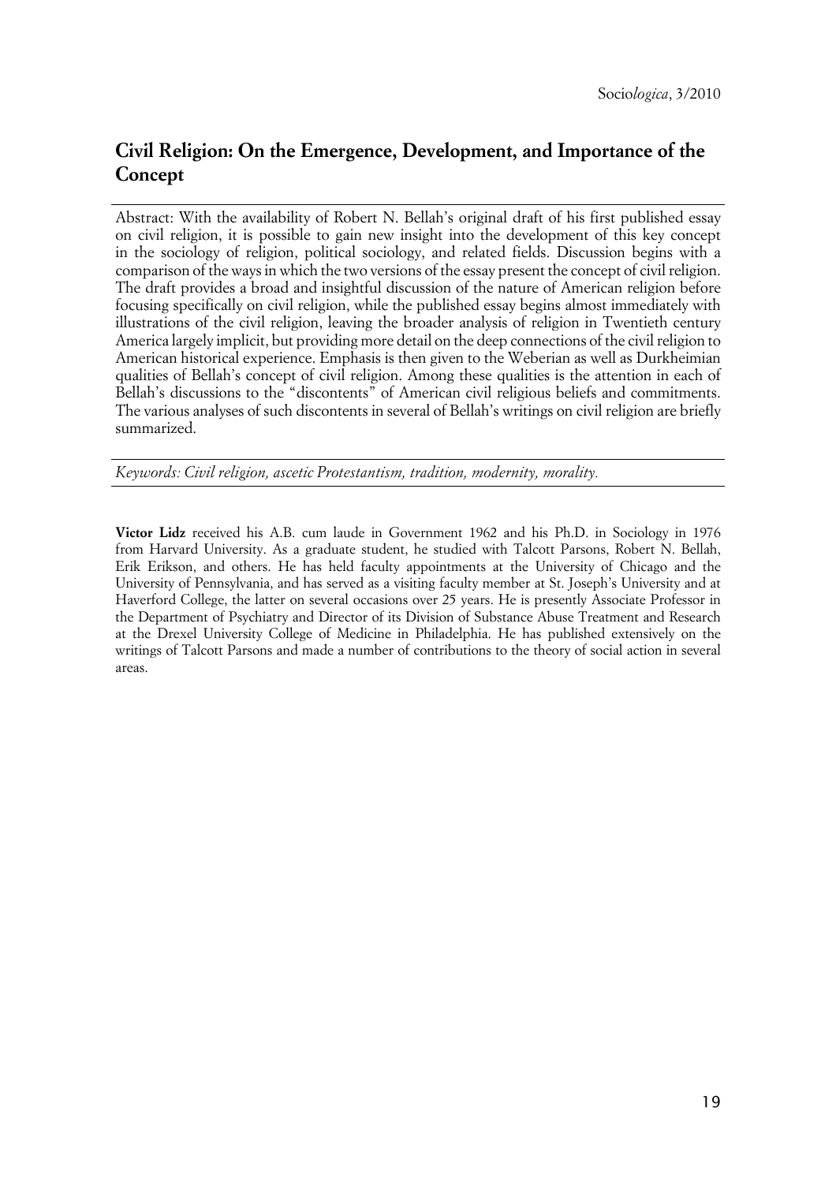## Civil Religion: On the Emergence, Development, and Importance of the Concept

Abstract: With the availability of Robert N. Bellah's original draft of his first published essay on civil religion, it is possible to gain new insight into the development of this key concept in the sociology of religion, political sociology, and related fields. Discussion begins with a comparison of the ways in which the two versions of the essay present the concept of civil religion. The draft provides a broad and insightful discussion of the nature of American religion before focusing specifically on civil religion, while the published essay begins almost immediately with illustrations of the civil religion, leaving the broader analysis of religion in Twentieth century America largely implicit, but providing more detail on the deep connections of the civil religion to American historical experience. Emphasis is then given to the Weberian as well as Durkheimian qualities of Bellah's concept of civil religion. Among these qualities is the attention in each of Bellah's discussions to the "discontents" of American civil religious beliefs and commitments. The various analyses of such discontents in several of Bellah's writings on civil religion are briefly summarized.

*Keywords: Civil religion, ascetic Protestantism, tradition, modernity, morality.*

**Victor Lidz** received his A.B. cum laude in Government 1962 and his Ph.D. in Sociology in 1976 from Harvard University. As a graduate student, he studied with Talcott Parsons, Robert N. Bellah, Erik Erikson, and others. He has held faculty appointments at the University of Chicago and the University of Pennsylvania, and has served as a visiting faculty member at St. Joseph's University and at Haverford College, the latter on several occasions over 25 years. He is presently Associate Professor in the Department of Psychiatry and Director of its Division of Substance Abuse Treatment and Research at the Drexel University College of Medicine in Philadelphia. He has published extensively on the writings of Talcott Parsons and made a number of contributions to the theory of social action in several areas.